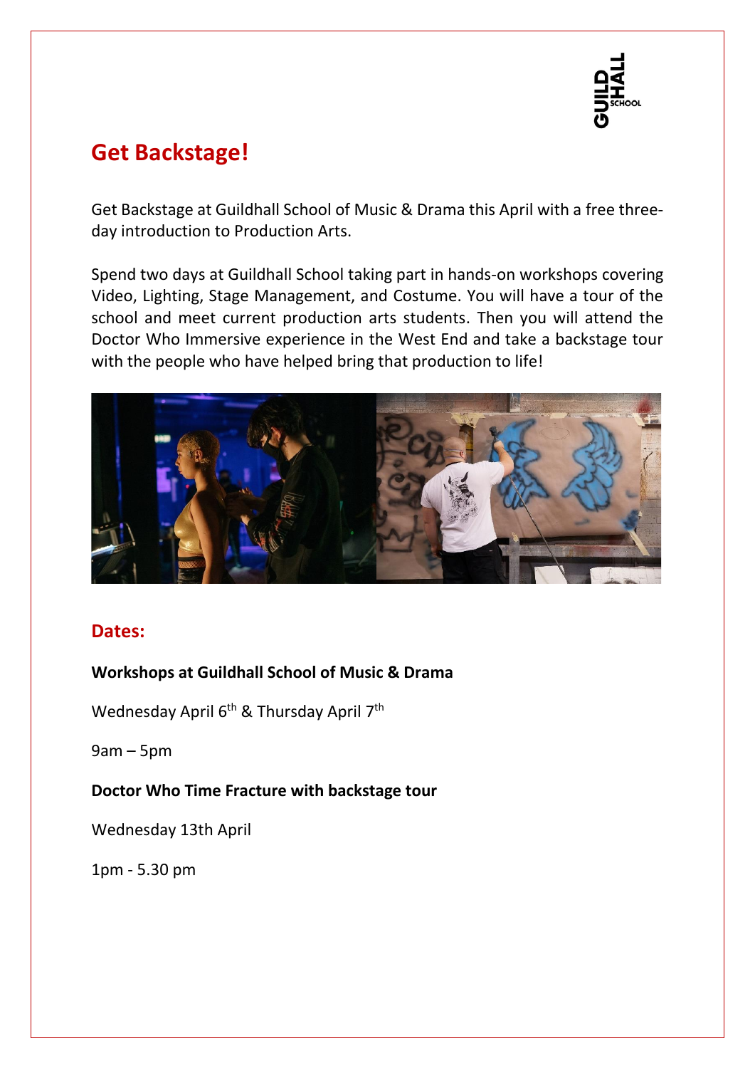# Get Backstage!

Get Backstage at Guildhall School of Music & Drama this April with a free three-day introduction to Production Arts.

Spend two days at Guildhall School taking part in hands-on workshops covering Video, Lighting, Stage Management, and Costume. You will have a tour of the school and meet current production arts students. Then you will attend the Doctor Who Immersive experience in the West End and take a backstage tour with the people who have helped bring that production to life!

## Dates:

**Workshops at Guildhall School of Music & Drama**

Wednesday April 6th & Thursday April 7th

9am – 5pm

**Doctor Who Time Fracture with backstage tour**

Wednesday 13th April

1pm - 5.30 pm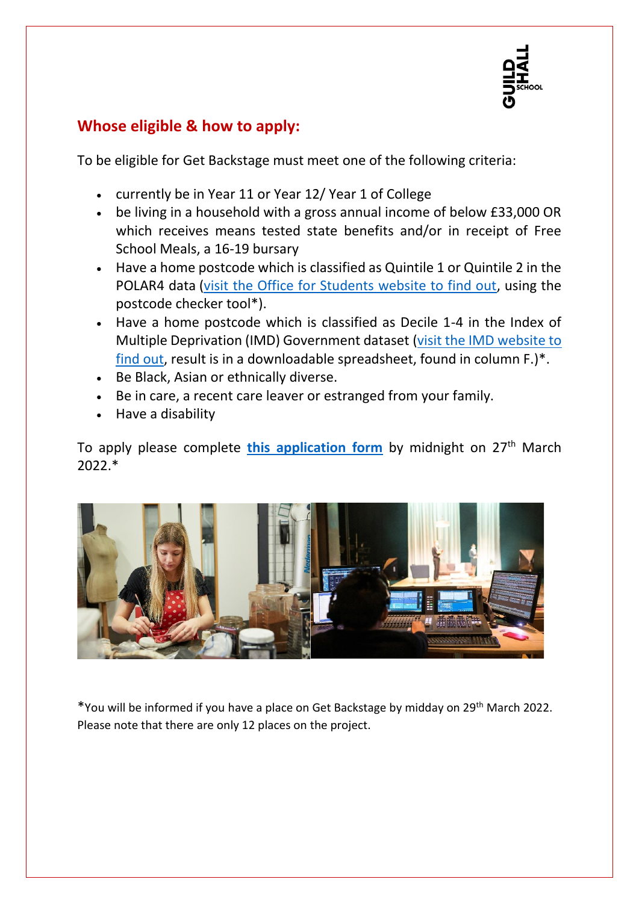## Whose eligible & how to apply:

To be eligible for Get Backstage must meet one of the following criteria:

- currently be in Year 11 or Year 12/ Year 1 of College
- be living in a household with a gross annual income of below £33,000 OR which receives means tested state benefits and/or in receipt of Free School Meals, a 16-19 bursary
- Have a home postcode which is classified as Quintile 1 or Quintile 2 in the POLAR4 data (visit the Office for Students website to find out, using the postcode checker tool*).
- Have a home postcode which is classified as Decile 1-4 in the Index of Multiple Deprivation (IMD) Government dataset (visit the IMD website to find out, result is in a downloadable spreadsheet, found in column F.)*.
- Be Black, Asian or ethnically diverse.
- Be in care, a recent care leaver or estranged from your family.
- Have a disability

To apply please complete **this application form** by midnight on 27th March 2022.*

*You will be informed if you have a place on Get Backstage by midday on 29th March 2022. Please note that there are only 12 places on the project.